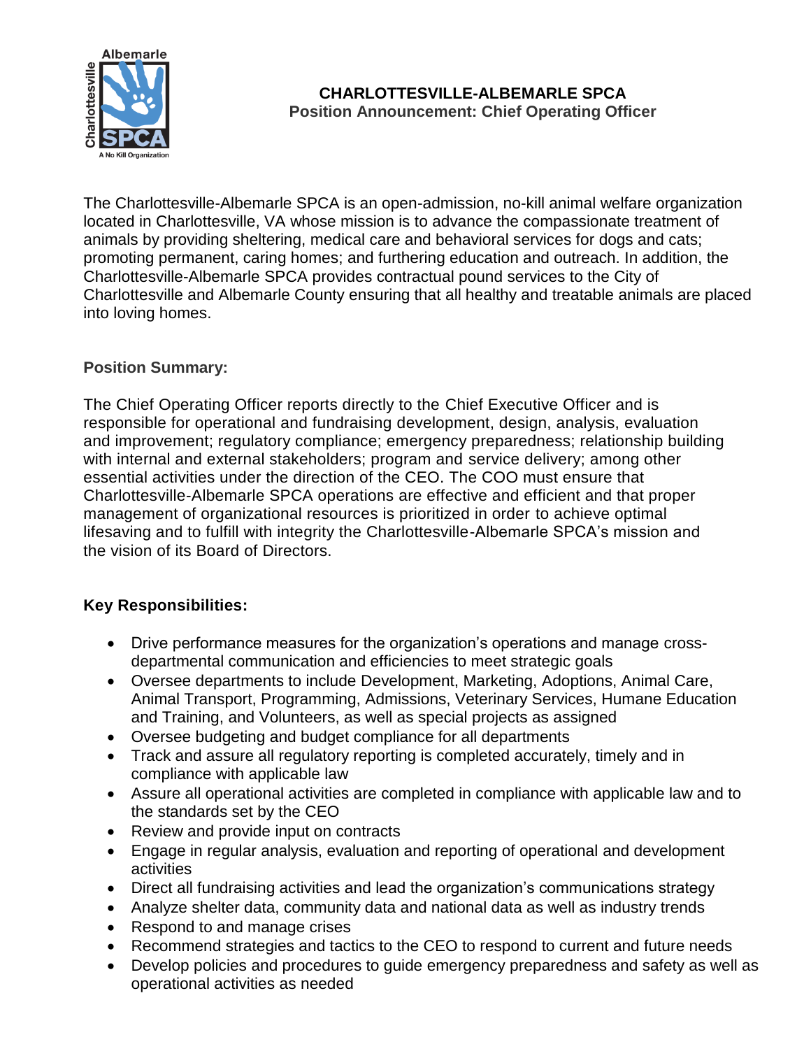# CHARLOTTESVILLE-ALBEMARLE SPCA

## Position Announcement: Chief Operating Officer

The Charlottesville-Albemarle SPCA is an open-admission, no-kill animal welfare organization located in Charlottesville, VA whose mission is to advance the compassionate treatment of animals by providing sheltering, medical care and behavioral services for dogs and cats; promoting permanent, caring homes; and furthering education and outreach. In addition, the Charlottesville-Albemarle SPCA provides contractual pound services to the City of Charlottesville and Albemarle County ensuring that all healthy and treatable animals are placed into loving homes.

### Position Summary:

The Chief Operating Officer reports directly to the Chief Executive Officer and is responsible for operational and fundraising development, design, analysis, evaluation and improvement; regulatory compliance; emergency preparedness; relationship building with internal and external stakeholders; program and service delivery; among other essential activities under the direction of the CEO. The COO must ensure that Charlottesville-Albemarle SPCA operations are effective and efficient and that proper management of organizational resources is prioritized in order to achieve optimal lifesaving and to fulfill with integrity the Charlottesville-Albemarle SPCA's mission and the vision of its Board of Directors.

### Key Responsibilities:

- Drive performance measures for the organization's operations and manage cross-departmental communication and efficiencies to meet strategic goals
- Oversee departments to include Development, Marketing, Adoptions, Animal Care, Animal Transport, Programming, Admissions, Veterinary Services, Humane Education and Training, and Volunteers, as well as special projects as assigned
- Oversee budgeting and budget compliance for all departments
- Track and assure all regulatory reporting is completed accurately, timely and in compliance with applicable law
- Assure all operational activities are completed in compliance with applicable law and to the standards set by the CEO
- Review and provide input on contracts
- Engage in regular analysis, evaluation and reporting of operational and development activities
- Direct all fundraising activities and lead the organization's communications strategy
- Analyze shelter data, community data and national data as well as industry trends
- Respond to and manage crises
- Recommend strategies and tactics to the CEO to respond to current and future needs
- Develop policies and procedures to guide emergency preparedness and safety as well as operational activities as needed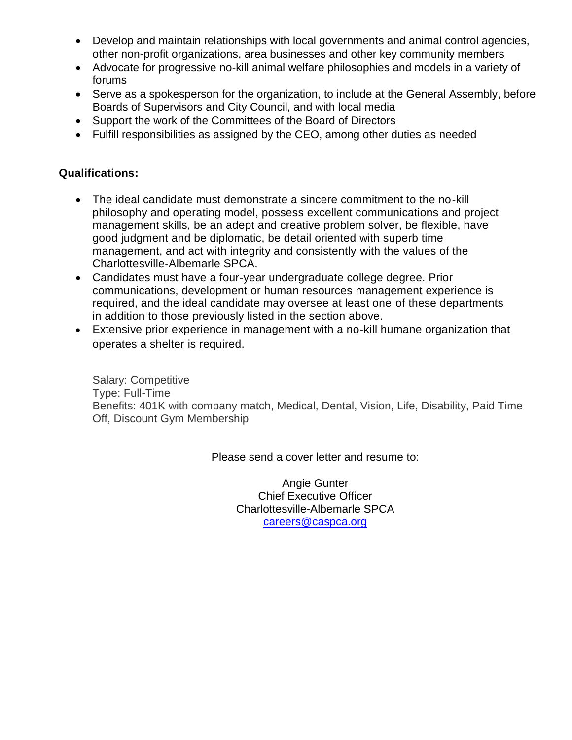- Develop and maintain relationships with local governments and animal control agencies, other non-profit organizations, area businesses and other key community members
- Advocate for progressive no-kill animal welfare philosophies and models in a variety of forums
- Serve as a spokesperson for the organization, to include at the General Assembly, before Boards of Supervisors and City Council, and with local media
- Support the work of the Committees of the Board of Directors
- Fulfill responsibilities as assigned by the CEO, among other duties as needed

**Qualifications:**

- The ideal candidate must demonstrate a sincere commitment to the no-kill philosophy and operating model, possess excellent communications and project management skills, be an adept and creative problem solver, be flexible, have good judgment and be diplomatic, be detail oriented with superb time management, and act with integrity and consistently with the values of the Charlottesville-Albemarle SPCA.
- Candidates must have a four-year undergraduate college degree. Prior communications, development or human resources management experience is required, and the ideal candidate may oversee at least one of these departments in addition to those previously listed in the section above.
- Extensive prior experience in management with a no-kill humane organization that operates a shelter is required.

Salary: Competitive
Type: Full-Time
Benefits: 401K with company match, Medical, Dental, Vision, Life, Disability, Paid Time Off, Discount Gym Membership

Please send a cover letter and resume to:

Angie Gunter
Chief Executive Officer
Charlottesville-Albemarle SPCA
careers@caspca.org